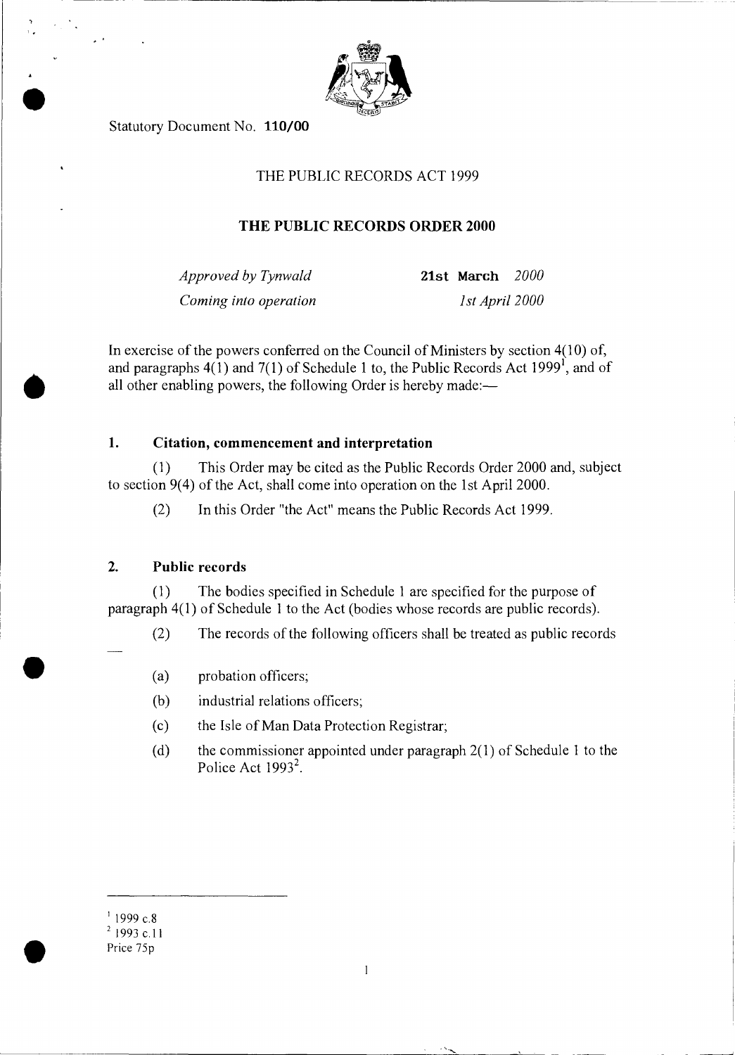Statutory Document No. **110/00**

THE PUBLIC RECORDS ACT 1999

## THE PUBLIC RECORDS ORDER 2000

| | |
|---|---|
| *Approved by Tynwald* | **21st March** *2000* |
| *Coming into operation* | *1st April 2000* |

In exercise of the powers conferred on the Council of Ministers by section 4(10) of, and paragraphs 4(1) and 7(1) of Schedule 1 to, the Public Records Act 1999[1], and of all other enabling powers, the following Order is hereby made:—

### 1. Citation, commencement and interpretation

(1) This Order may be cited as the Public Records Order 2000 and, subject to section 9(4) of the Act, shall come into operation on the 1st April 2000.

(2) In this Order "the Act" means the Public Records Act 1999.

### 2. Public records

(1) The bodies specified in Schedule 1 are specified for the purpose of paragraph 4(1) of Schedule 1 to the Act (bodies whose records are public records).

(2) The records of the following officers shall be treated as public records —

(a) probation officers;

(b) industrial relations officers;

(c) the Isle of Man Data Protection Registrar;

(d) the commissioner appointed under paragraph 2(1) of Schedule 1 to the Police Act 1993[2].

---

[1] 1999 c.8

[2] 1993 c.11

Price 75p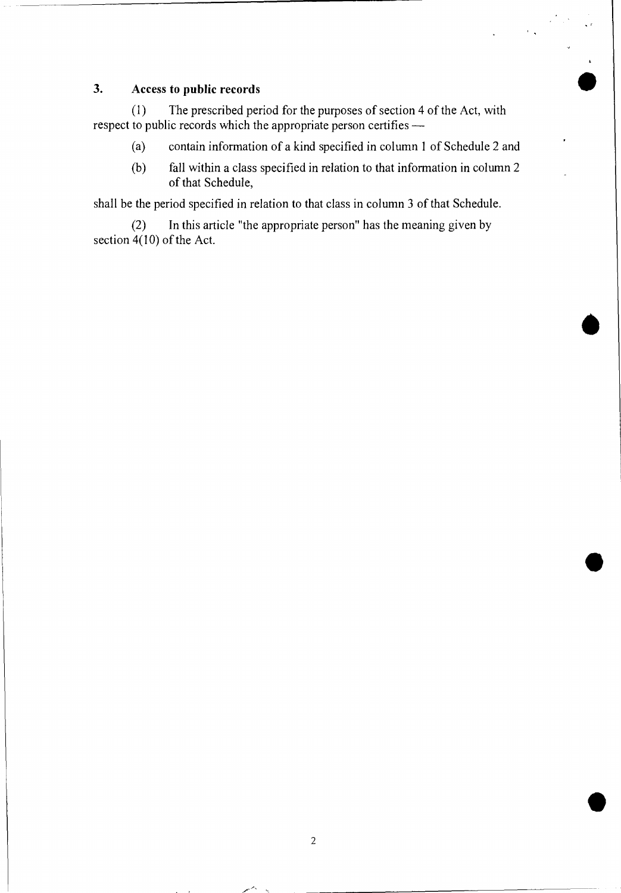## 3. Access to public records

(1) The prescribed period for the purposes of section 4 of the Act, with respect to public records which the appropriate person certifies —

(a) contain information of a kind specified in column 1 of Schedule 2 and

(b) fall within a class specified in relation to that information in column 2 of that Schedule,

shall be the period specified in relation to that class in column 3 of that Schedule.

(2) In this article "the appropriate person" has the meaning given by section 4(10) of the Act.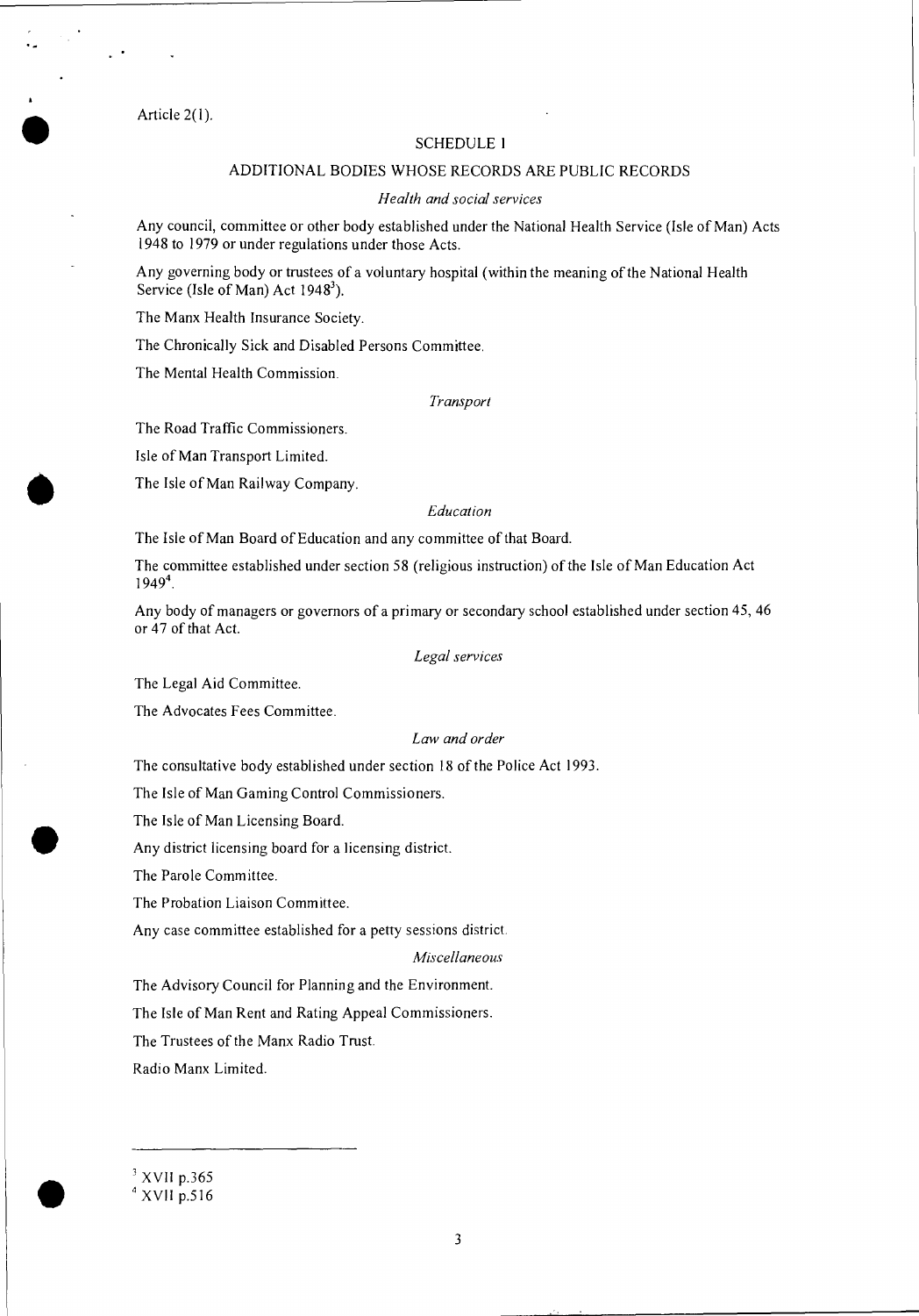Article 2(1).

## SCHEDULE 1

## ADDITIONAL BODIES WHOSE RECORDS ARE PUBLIC RECORDS

*Health and social services*

Any council, committee or other body established under the National Health Service (Isle of Man) Acts 1948 to 1979 or under regulations under those Acts.

Any governing body or trustees of a voluntary hospital (within the meaning of the National Health Service (Isle of Man) Act 1948[3]).

The Manx Health Insurance Society.

The Chronically Sick and Disabled Persons Committee.

The Mental Health Commission.

*Transport*

The Road Traffic Commissioners.

Isle of Man Transport Limited.

The Isle of Man Railway Company.

*Education*

The Isle of Man Board of Education and any committee of that Board.

The committee established under section 58 (religious instruction) of the Isle of Man Education Act 1949[4].

Any body of managers or governors of a primary or secondary school established under section 45, 46 or 47 of that Act.

*Legal services*

The Legal Aid Committee.

The Advocates Fees Committee.

*Law and order*

The consultative body established under section 18 of the Police Act 1993.

The Isle of Man Gaming Control Commissioners.

The Isle of Man Licensing Board.

Any district licensing board for a licensing district.

The Parole Committee.

The Probation Liaison Committee.

Any case committee established for a petty sessions district.

*Miscellaneous*

The Advisory Council for Planning and the Environment.

The Isle of Man Rent and Rating Appeal Commissioners.

The Trustees of the Manx Radio Trust.

Radio Manx Limited.

---

[3] XVII p.365

[4] XVII p.516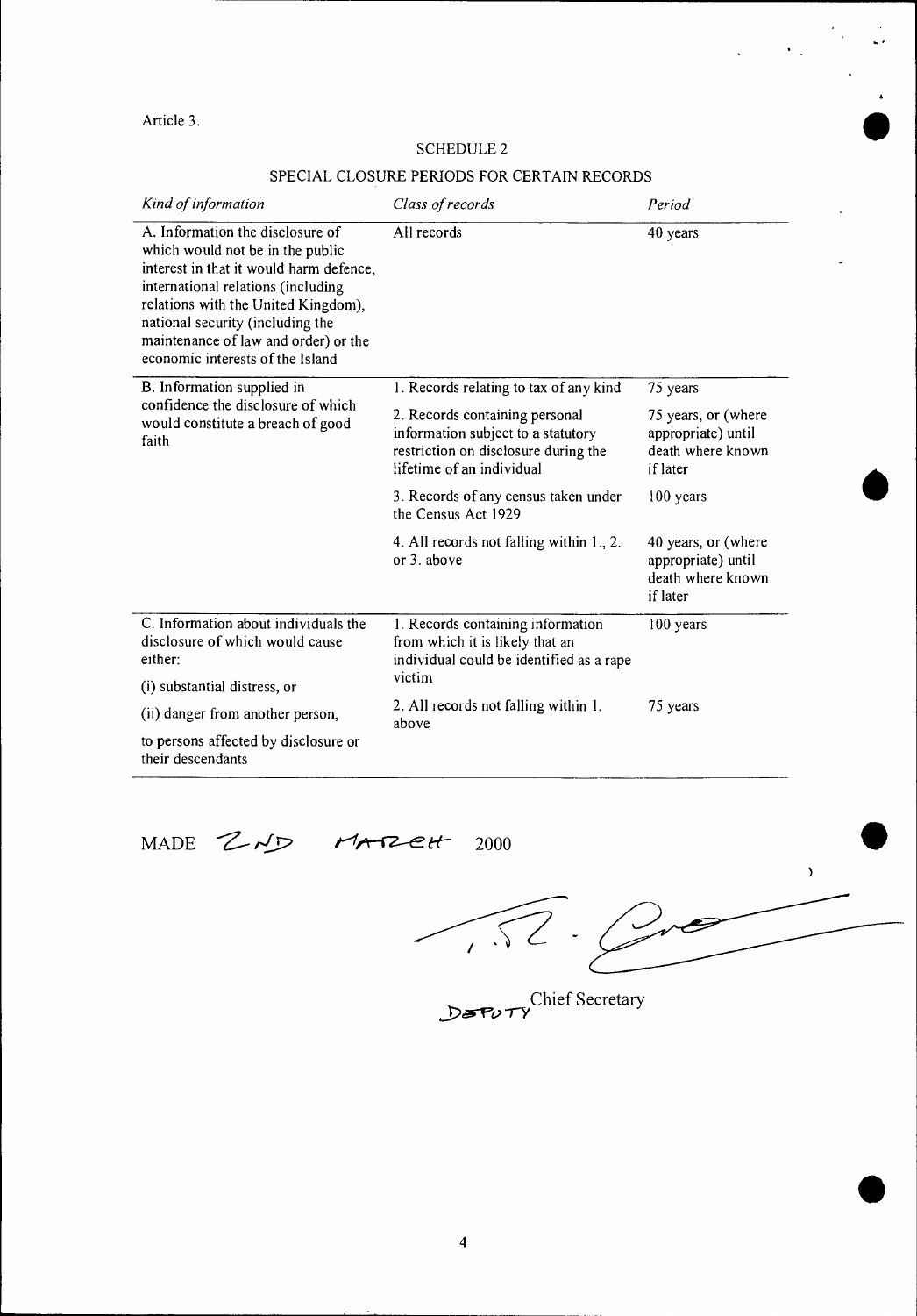Article 3.

## SCHEDULE 2

### SPECIAL CLOSURE PERIODS FOR CERTAIN RECORDS

| *Kind of information* | *Class of records* | *Period* |
|---|---|---|
| A. Information the disclosure of which would not be in the public interest in that it would harm defence, international relations (including relations with the United Kingdom), national security (including the maintenance of law and order) or the economic interests of the Island | All records | 40 years |
| B. Information supplied in confidence the disclosure of which would constitute a breach of good faith | 1. Records relating to tax of any kind | 75 years |
| | 2. Records containing personal information subject to a statutory restriction on disclosure during the lifetime of an individual | 75 years, or (where appropriate) until death where known if later |
| | 3. Records of any census taken under the Census Act 1929 | 100 years |
| | 4. All records not falling within 1., 2. or 3. above | 40 years, or (where appropriate) until death where known if later |
| C. Information about individuals the disclosure of which would cause either: (i) substantial distress, or (ii) danger from another person, to persons affected by disclosure or their descendants | 1. Records containing information from which it is likely that an individual could be identified as a rape victim | 100 years |
| | 2. All records not falling within 1. above | 75 years |

MADE 2ND MARCH 2000

DEPUTY Chief Secretary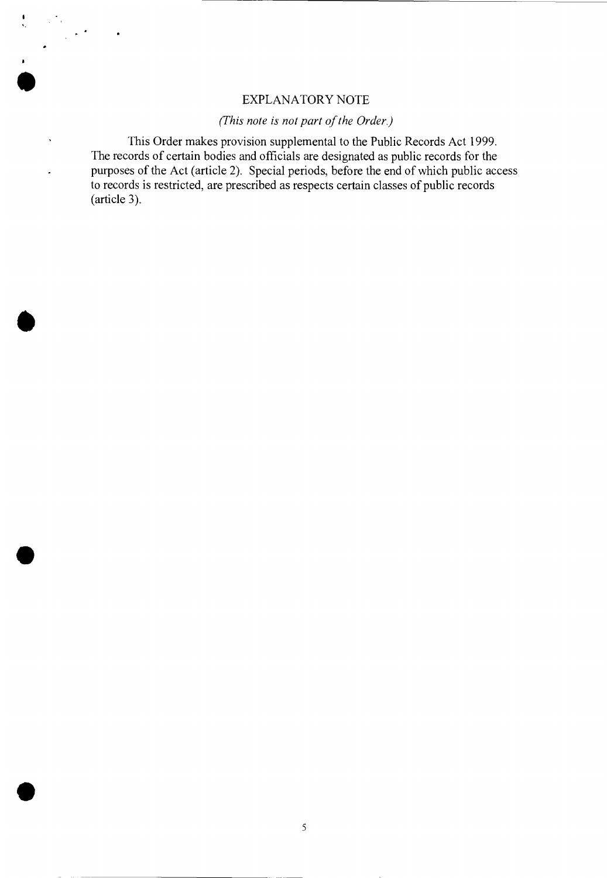## EXPLANATORY NOTE

*(This note is not part of the Order.)*

This Order makes provision supplemental to the Public Records Act 1999. The records of certain bodies and officials are designated as public records for the purposes of the Act (article 2). Special periods, before the end of which public access to records is restricted, are prescribed as respects certain classes of public records (article 3).